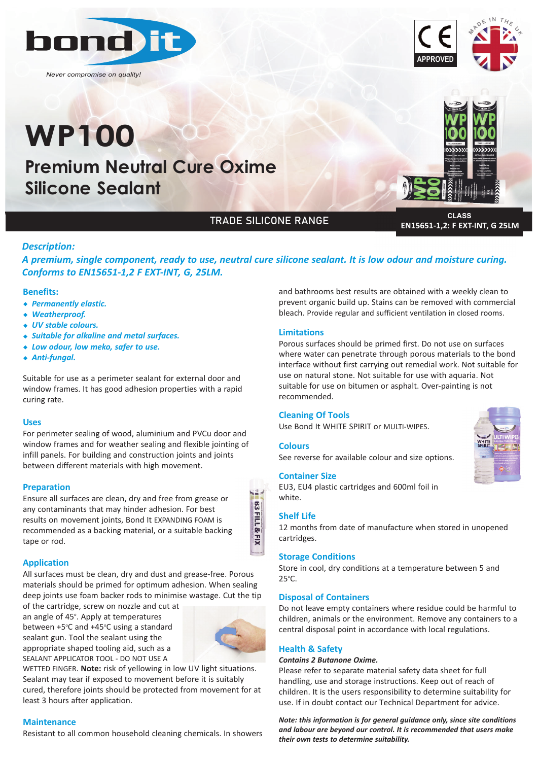bond it

*Never compromise on quality!*

CE APPROVED

MADE IN THE UK

# WP100

## Premium Neutral Cure Oxime Silicone Sealant

TRADE SILICONE RANGE

CLASS
EN15651-1,2: F EXT-INT, G 25LM

### *Description:*

***A premium, single component, ready to use, neutral cure silicone sealant. It is low odour and moisture curing. Conforms to EN15651-1,2 F EXT-INT, G, 25LM.***

### Benefits:

- *Permanently elastic.*
- *Weatherproof.*
- *UV stable colours.*
- *Suitable for alkaline and metal surfaces.*
- *Low odour, low meko, safer to use.*
- *Anti-fungal.*

Suitable for use as a perimeter sealant for external door and window frames. It has good adhesion properties with a rapid curing rate.

### Uses

For perimeter sealing of wood, aluminium and PVCu door and window frames and for weather sealing and flexible jointing of infill panels. For building and construction joints and joints between different materials with high movement.

### Preparation

Ensure all surfaces are clean, dry and free from grease or any contaminants that may hinder adhesion. For best results on movement joints, Bond It EXPANDING FOAM is recommended as a backing material, or a suitable backing tape or rod.

### Application

All surfaces must be clean, dry and dust and grease-free. Porous materials should be primed for optimum adhesion. When sealing deep joints use foam backer rods to minimise wastage. Cut the tip of the cartridge, screw on nozzle and cut at an angle of 45°. Apply at temperatures between +5°C and +45°C using a standard sealant gun. Tool the sealant using the appropriate shaped tooling aid, such as a SEALANT APPLICATOR TOOL - DO NOT USE A WETTED FINGER. **Note:** risk of yellowing in low UV light situations. Sealant may tear if exposed to movement before it is suitably cured, therefore joints should be protected from movement for at least 3 hours after application.

### Maintenance

Resistant to all common household cleaning chemicals. In showers and bathrooms best results are obtained with a weekly clean to prevent organic build up. Stains can be removed with commercial bleach. Provide regular and sufficient ventilation in closed rooms.

### Limitations

Porous surfaces should be primed first. Do not use on surfaces where water can penetrate through porous materials to the bond interface without first carrying out remedial work. Not suitable for use on natural stone. Not suitable for use with aquaria. Not suitable for use on bitumen or asphalt. Over-painting is not recommended.

### Cleaning Of Tools

Use Bond It WHITE SPIRIT or MULTI-WIPES.

### Colours

See reverse for available colour and size options.

### Container Size

EU3, EU4 plastic cartridges and 600ml foil in white.

### Shelf Life

12 months from date of manufacture when stored in unopened cartridges.

### Storage Conditions

Store in cool, dry conditions at a temperature between 5 and 25°C.

### Disposal of Containers

Do not leave empty containers where residue could be harmful to children, animals or the environment. Remove any containers to a central disposal point in accordance with local regulations.

### Health & Safety

***Contains 2 Butanone Oxime.***

Please refer to separate material safety data sheet for full handling, use and storage instructions. Keep out of reach of children. It is the users responsibility to determine suitability for use. If in doubt contact our Technical Department for advice.

***Note: this information is for general guidance only, since site conditions and labour are beyond our control. It is recommended that users make their own tests to determine suitability.***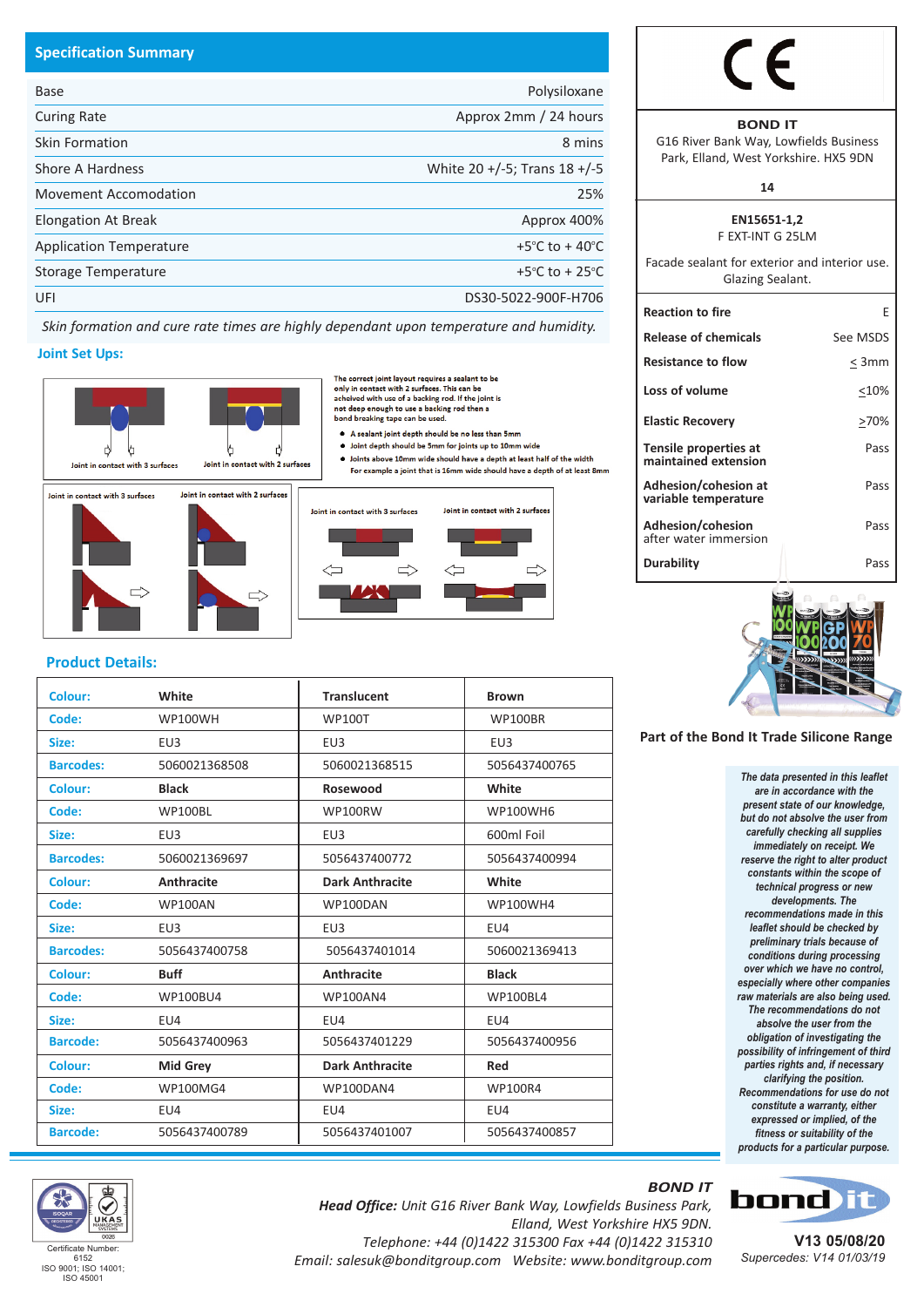## Specification Summary

| | |
|---|---|
| Base | Polysiloxane |
| Curing Rate | Approx 2mm / 24 hours |
| Skin Formation | 8 mins |
| Shore A Hardness | White 20 +/-5; Trans 18 +/-5 |
| Movement Accomodation | 25% |
| Elongation At Break | Approx 400% |
| Application Temperature | +5°C to + 40°C |
| Storage Temperature | +5°C to + 25°C |
| UFI | DS30-5022-900F-H706 |

*Skin formation and cure rate times are highly dependant upon temperature and humidity.*

### Joint Set Ups:

Joint in contact with 3 surfaces

Joint in contact with 2 surfaces

The correct joint layout requires a sealant to be only in contact with 2 surfaces. This can be acheived with use of a backing rod. If the joint is not deep enough to use a backing rod then a bond breaking tape can be used.

- A sealant joint depth should be no less than 5mm
- Joint depth should be 5mm for joints up to 10mm wide
- Joints above 10mm wide should have a depth at least half of the width
  For example a joint that is 16mm wide should have a depth of at least 8mm

Joint in contact with 3 surfaces

Joint in contact with 2 surfaces

Joint in contact with 3 surfaces

Joint in contact with 2 surfaces

### Product Details:

| | | | |
|---|---|---|---|
| **Colour:** | **White** | **Translucent** | **Brown** |
| **Code:** | WP100WH | WP100T | WP100BR |
| **Size:** | EU3 | EU3 | EU3 |
| **Barcodes:** | 5060021368508 | 5060021368515 | 5056437400765 |
| **Colour:** | **Black** | **Rosewood** | **White** |
| **Code:** | WP100BL | WP100RW | WP100WH6 |
| **Size:** | EU3 | EU3 | 600ml Foil |
| **Barcodes:** | 5060021369697 | 5056437400772 | 5056437400994 |
| **Colour:** | **Anthracite** | **Dark Anthracite** | **White** |
| **Code:** | WP100AN | WP100DAN | WP100WH4 |
| **Size:** | EU3 | EU3 | EU4 |
| **Barcodes:** | 5056437400758 | 5056437401014 | 5060021369413 |
| **Colour:** | **Buff** | **Anthracite** | **Black** |
| **Code:** | WP100BU4 | WP100AN4 | WP100BL4 |
| **Size:** | EU4 | EU4 | EU4 |
| **Barcode:** | 5056437400963 | 5056437401229 | 5056437400956 |
| **Colour:** | **Mid Grey** | **Dark Anthracite** | **Red** |
| **Code:** | WP100MG4 | WP100DAN4 | WP100R4 |
| **Size:** | EU4 | EU4 | EU4 |
| **Barcode:** | 5056437400789 | 5056437401007 | 5056437400857 |

CE

**BOND IT**
G16 River Bank Way, Lowfields Business Park, Elland, West Yorkshire. HX5 9DN

**14**

**EN15651-1,2**
F EXT-INT G 25LM

Facade sealant for exterior and interior use. Glazing Sealant.

| | |
|---|---|
| **Reaction to fire** | E |
| **Release of chemicals** | See MSDS |
| **Resistance to flow** | ≤ 3mm |
| **Loss of volume** | ≤10% |
| **Elastic Recovery** | ≥70% |
| **Tensile properties at maintained extension** | Pass |
| **Adhesion/cohesion at variable temperature** | Pass |
| **Adhesion/cohesion after water immersion** | Pass |
| **Durability** | Pass |

**Part of the Bond It Trade Silicone Range**

*The data presented in this leaflet are in accordance with the present state of our knowledge, but do not absolve the user from carefully checking all supplies immediately on receipt. We reserve the right to alter product constants within the scope of technical progress or new developments. The recommendations made in this leaflet should be checked by preliminary trials because of conditions during processing over which we have no control, especially where other companies raw materials are also being used. The recommendations do not absolve the user from the obligation of investigating the possibility of infringement of third parties rights and, if necessary clarifying the position. Recommendations for use do not constitute a warranty, either expressed or implied, of the fitness or suitability of the products for a particular purpose.*

Certificate Number: 6152
ISO 9001; ISO 14001; ISO 45001

***BOND IT***
***Head Office:*** *Unit G16 River Bank Way, Lowfields Business Park, Elland, West Yorkshire HX5 9DN.*
*Telephone: +44 (0)1422 315300 Fax +44 (0)1422 315310*
*Email: salesuk@bonditgroup.com Website: www.bonditgroup.com*

**V13 05/08/20**
*Supercedes: V14 01/03/19*